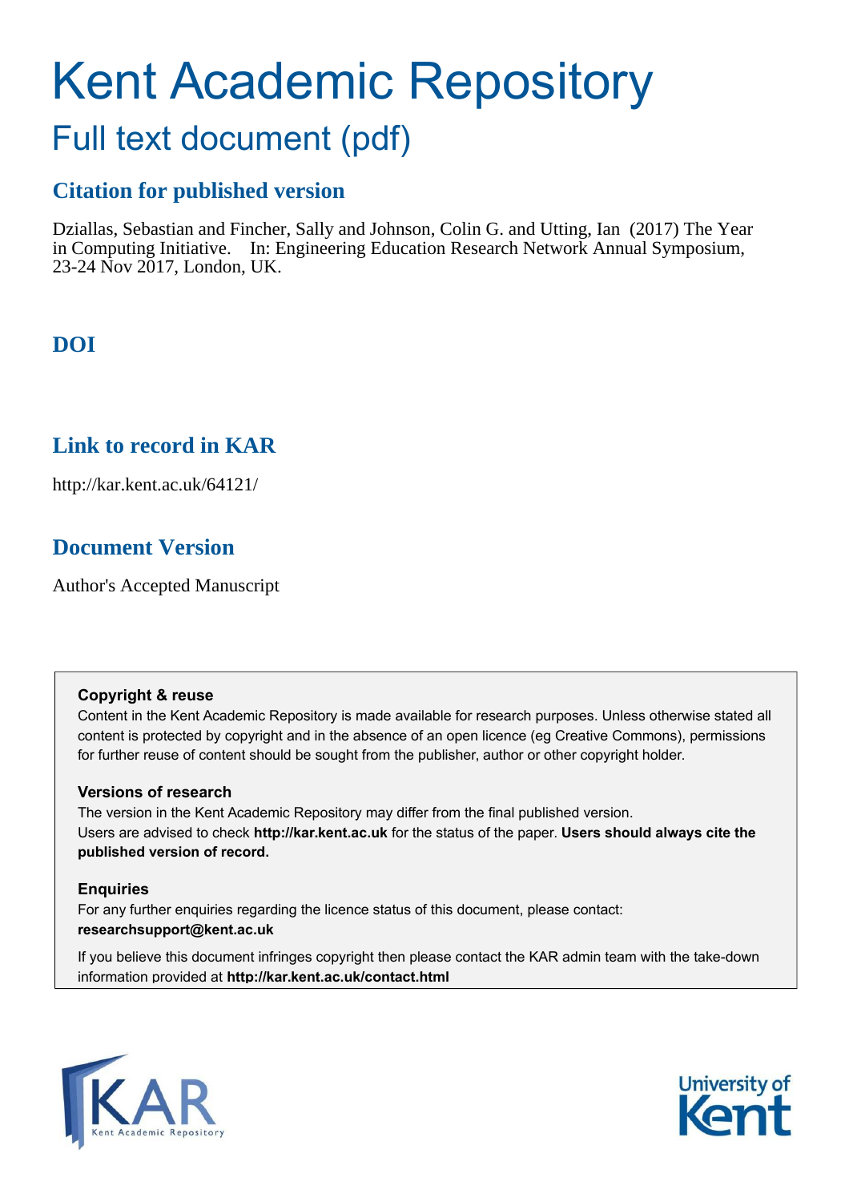# Kent Academic Repository

## Full text document (pdf)

### Citation for published version

Dziallas, Sebastian and Fincher, Sally and Johnson, Colin G. and Utting, Ian (2017) The Year in Computing Initiative. In: Engineering Education Research Network Annual Symposium, 23-24 Nov 2017, London, UK.

### DOI

### Link to record in KAR

http://kar.kent.ac.uk/64121/

### Document Version

Author's Accepted Manuscript

**Copyright & reuse**

Content in the Kent Academic Repository is made available for research purposes. Unless otherwise stated all content is protected by copyright and in the absence of an open licence (eg Creative Commons), permissions for further reuse of content should be sought from the publisher, author or other copyright holder.

**Versions of research**

The version in the Kent Academic Repository may differ from the final published version.
Users are advised to check **http://kar.kent.ac.uk** for the status of the paper. **Users should always cite the published version of record.**

**Enquiries**

For any further enquiries regarding the licence status of this document, please contact:
**researchsupport@kent.ac.uk**

If you believe this document infringes copyright then please contact the KAR admin team with the take-down information provided at **http://kar.kent.ac.uk/contact.html**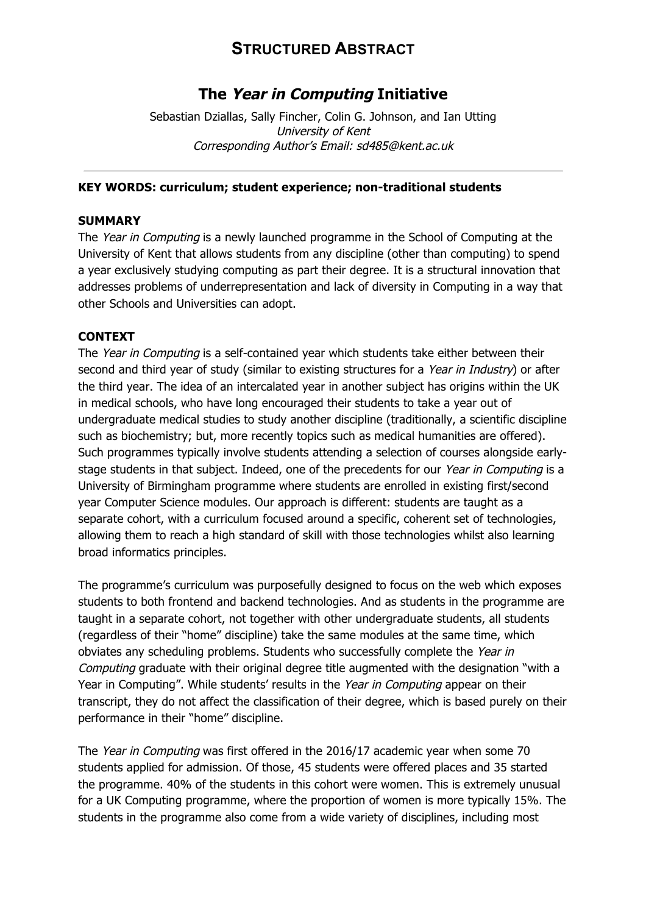# STRUCTURED ABSTRACT

## The *Year in Computing* Initiative

Sebastian Dziallas, Sally Fincher, Colin G. Johnson, and Ian Utting
*University of Kent*
*Corresponding Author's Email: sd485@kent.ac.uk*

---

**KEY WORDS: curriculum; student experience; non-traditional students**

### SUMMARY

The *Year in Computing* is a newly launched programme in the School of Computing at the University of Kent that allows students from any discipline (other than computing) to spend a year exclusively studying computing as part their degree. It is a structural innovation that addresses problems of underrepresentation and lack of diversity in Computing in a way that other Schools and Universities can adopt.

### CONTEXT

The *Year in Computing* is a self-contained year which students take either between their second and third year of study (similar to existing structures for a *Year in Industry*) or after the third year. The idea of an intercalated year in another subject has origins within the UK in medical schools, who have long encouraged their students to take a year out of undergraduate medical studies to study another discipline (traditionally, a scientific discipline such as biochemistry; but, more recently topics such as medical humanities are offered). Such programmes typically involve students attending a selection of courses alongside early-stage students in that subject. Indeed, one of the precedents for our *Year in Computing* is a University of Birmingham programme where students are enrolled in existing first/second year Computer Science modules. Our approach is different: students are taught as a separate cohort, with a curriculum focused around a specific, coherent set of technologies, allowing them to reach a high standard of skill with those technologies whilst also learning broad informatics principles.

The programme's curriculum was purposefully designed to focus on the web which exposes students to both frontend and backend technologies. And as students in the programme are taught in a separate cohort, not together with other undergraduate students, all students (regardless of their "home" discipline) take the same modules at the same time, which obviates any scheduling problems. Students who successfully complete the *Year in Computing* graduate with their original degree title augmented with the designation "with a Year in Computing". While students' results in the *Year in Computing* appear on their transcript, they do not affect the classification of their degree, which is based purely on their performance in their "home" discipline.

The *Year in Computing* was first offered in the 2016/17 academic year when some 70 students applied for admission. Of those, 45 students were offered places and 35 started the programme. 40% of the students in this cohort were women. This is extremely unusual for a UK Computing programme, where the proportion of women is more typically 15%. The students in the programme also come from a wide variety of disciplines, including most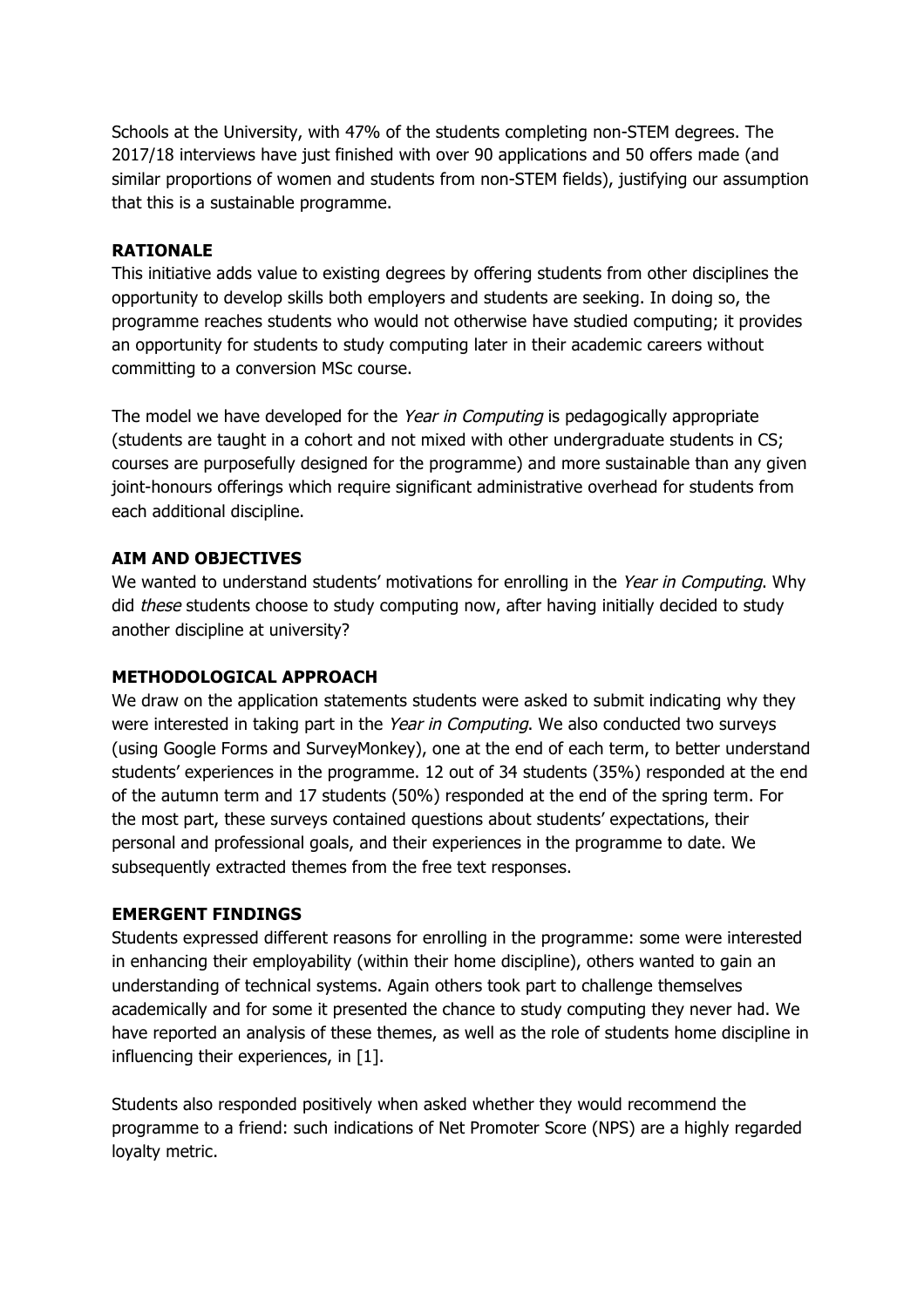Schools at the University, with 47% of the students completing non-STEM degrees. The 2017/18 interviews have just finished with over 90 applications and 50 offers made (and similar proportions of women and students from non-STEM fields), justifying our assumption that this is a sustainable programme.

## RATIONALE

This initiative adds value to existing degrees by offering students from other disciplines the opportunity to develop skills both employers and students are seeking. In doing so, the programme reaches students who would not otherwise have studied computing; it provides an opportunity for students to study computing later in their academic careers without committing to a conversion MSc course.

The model we have developed for the *Year in Computing* is pedagogically appropriate (students are taught in a cohort and not mixed with other undergraduate students in CS; courses are purposefully designed for the programme) and more sustainable than any given joint-honours offerings which require significant administrative overhead for students from each additional discipline.

## AIM AND OBJECTIVES

We wanted to understand students' motivations for enrolling in the *Year in Computing*. Why did *these* students choose to study computing now, after having initially decided to study another discipline at university?

## METHODOLOGICAL APPROACH

We draw on the application statements students were asked to submit indicating why they were interested in taking part in the *Year in Computing*. We also conducted two surveys (using Google Forms and SurveyMonkey), one at the end of each term, to better understand students' experiences in the programme. 12 out of 34 students (35%) responded at the end of the autumn term and 17 students (50%) responded at the end of the spring term. For the most part, these surveys contained questions about students' expectations, their personal and professional goals, and their experiences in the programme to date. We subsequently extracted themes from the free text responses.

## EMERGENT FINDINGS

Students expressed different reasons for enrolling in the programme: some were interested in enhancing their employability (within their home discipline), others wanted to gain an understanding of technical systems. Again others took part to challenge themselves academically and for some it presented the chance to study computing they never had. We have reported an analysis of these themes, as well as the role of students home discipline in influencing their experiences, in [1].

Students also responded positively when asked whether they would recommend the programme to a friend: such indications of Net Promoter Score (NPS) are a highly regarded loyalty metric.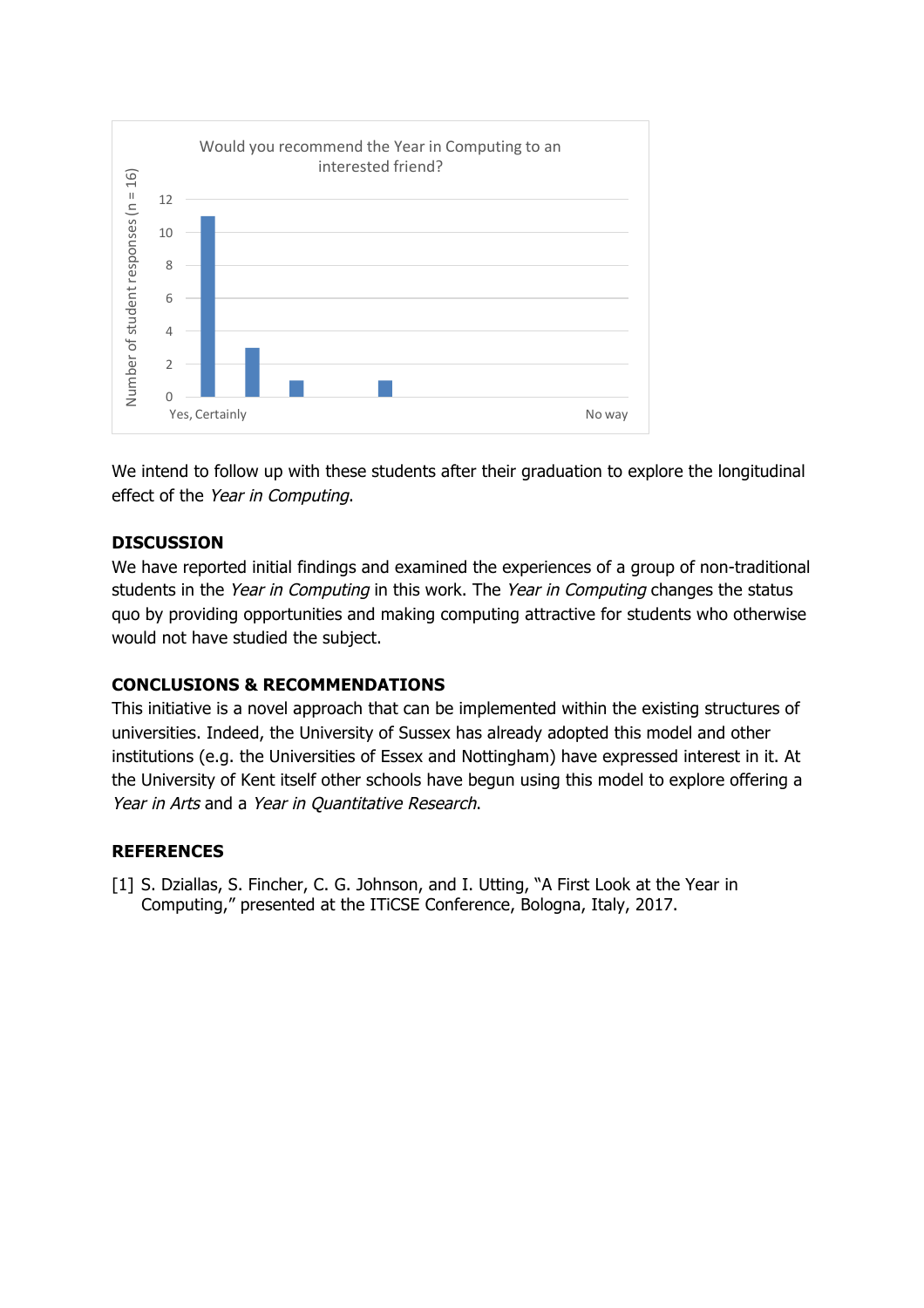Would you recommend the Year in Computing to an interested friend?

Number of student responses (n = 16)

12
10
8
6
4
2
0

Yes, Certainly

No way

We intend to follow up with these students after their graduation to explore the longitudinal effect of the *Year in Computing*.

## DISCUSSION

We have reported initial findings and examined the experiences of a group of non-traditional students in the *Year in Computing* in this work. The *Year in Computing* changes the status quo by providing opportunities and making computing attractive for students who otherwise would not have studied the subject.

## CONCLUSIONS & RECOMMENDATIONS

This initiative is a novel approach that can be implemented within the existing structures of universities. Indeed, the University of Sussex has already adopted this model and other institutions (e.g. the Universities of Essex and Nottingham) have expressed interest in it. At the University of Kent itself other schools have begun using this model to explore offering a *Year in Arts* and a *Year in Quantitative Research*.

## REFERENCES

[1] S. Dziallas, S. Fincher, C. G. Johnson, and I. Utting, "A First Look at the Year in Computing," presented at the ITiCSE Conference, Bologna, Italy, 2017.